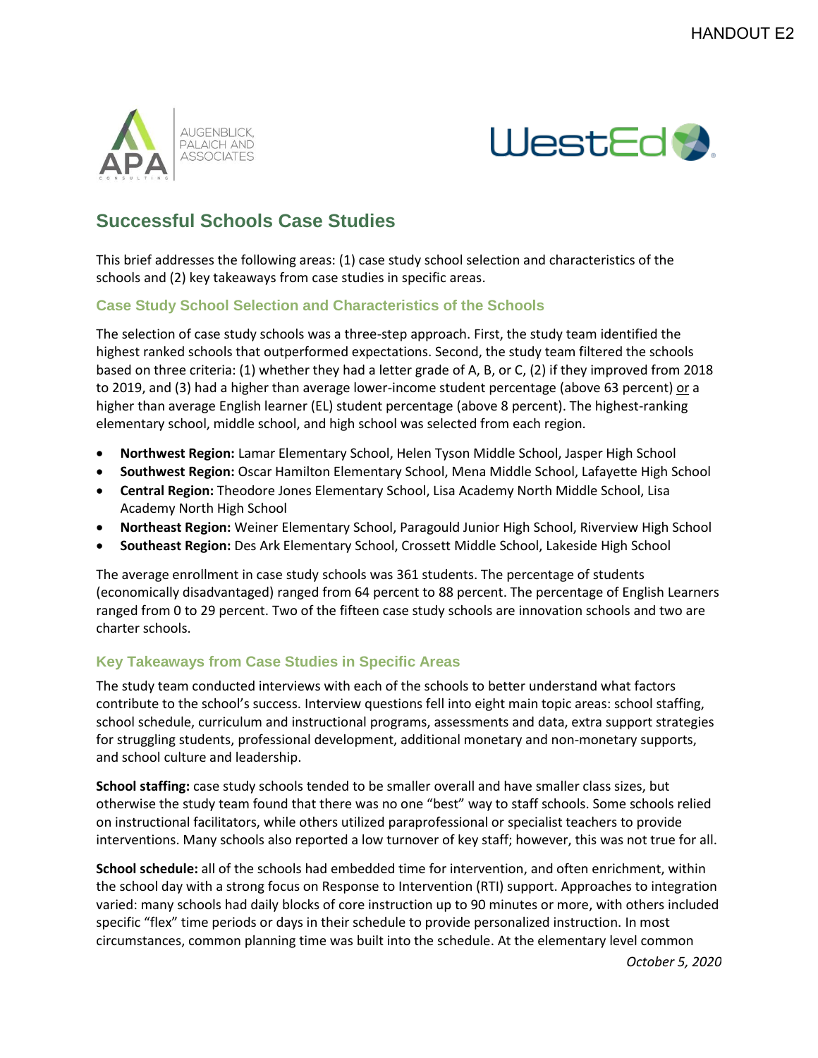HANDOUT E2

## Successful Schools Case Studies

This brief addresses the following areas: (1) case study school selection and characteristics of the schools and (2) key takeaways from case studies in specific areas.

### Case Study School Selection and Characteristics of the Schools

The selection of case study schools was a three-step approach. First, the study team identified the highest ranked schools that outperformed expectations. Second, the study team filtered the schools based on three criteria: (1) whether they had a letter grade of A, B, or C, (2) if they improved from 2018 to 2019, and (3) had a higher than average lower-income student percentage (above 63 percent) or a higher than average English learner (EL) student percentage (above 8 percent). The highest-ranking elementary school, middle school, and high school was selected from each region.

- **Northwest Region:** Lamar Elementary School, Helen Tyson Middle School, Jasper High School
- **Southwest Region:** Oscar Hamilton Elementary School, Mena Middle School, Lafayette High School
- **Central Region:** Theodore Jones Elementary School, Lisa Academy North Middle School, Lisa Academy North High School
- **Northeast Region:** Weiner Elementary School, Paragould Junior High School, Riverview High School
- **Southeast Region:** Des Ark Elementary School, Crossett Middle School, Lakeside High School

The average enrollment in case study schools was 361 students. The percentage of students (economically disadvantaged) ranged from 64 percent to 88 percent. The percentage of English Learners ranged from 0 to 29 percent. Two of the fifteen case study schools are innovation schools and two are charter schools.

### Key Takeaways from Case Studies in Specific Areas

The study team conducted interviews with each of the schools to better understand what factors contribute to the school's success. Interview questions fell into eight main topic areas: school staffing, school schedule, curriculum and instructional programs, assessments and data, extra support strategies for struggling students, professional development, additional monetary and non-monetary supports, and school culture and leadership.

**School staffing:** case study schools tended to be smaller overall and have smaller class sizes, but otherwise the study team found that there was no one "best" way to staff schools. Some schools relied on instructional facilitators, while others utilized paraprofessional or specialist teachers to provide interventions. Many schools also reported a low turnover of key staff; however, this was not true for all.

**School schedule:** all of the schools had embedded time for intervention, and often enrichment, within the school day with a strong focus on Response to Intervention (RTI) support. Approaches to integration varied: many schools had daily blocks of core instruction up to 90 minutes or more, with others included specific "flex" time periods or days in their schedule to provide personalized instruction. In most circumstances, common planning time was built into the schedule. At the elementary level common

*October 5, 2020*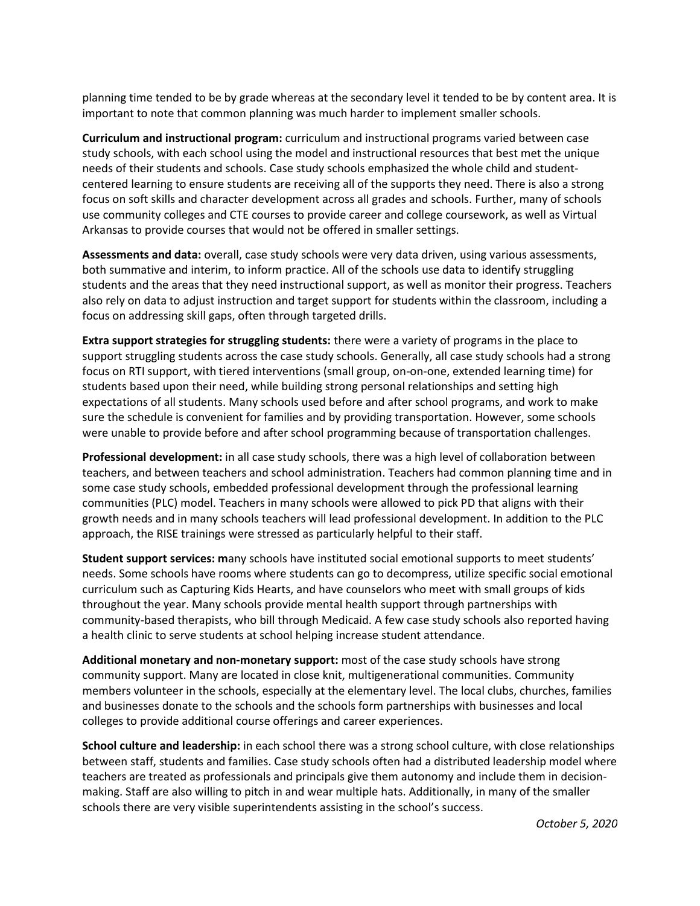planning time tended to be by grade whereas at the secondary level it tended to be by content area. It is important to note that common planning was much harder to implement smaller schools.

**Curriculum and instructional program:** curriculum and instructional programs varied between case study schools, with each school using the model and instructional resources that best met the unique needs of their students and schools. Case study schools emphasized the whole child and student-centered learning to ensure students are receiving all of the supports they need. There is also a strong focus on soft skills and character development across all grades and schools. Further, many of schools use community colleges and CTE courses to provide career and college coursework, as well as Virtual Arkansas to provide courses that would not be offered in smaller settings.

**Assessments and data:** overall, case study schools were very data driven, using various assessments, both summative and interim, to inform practice. All of the schools use data to identify struggling students and the areas that they need instructional support, as well as monitor their progress. Teachers also rely on data to adjust instruction and target support for students within the classroom, including a focus on addressing skill gaps, often through targeted drills.

**Extra support strategies for struggling students:** there were a variety of programs in the place to support struggling students across the case study schools. Generally, all case study schools had a strong focus on RTI support, with tiered interventions (small group, on-on-one, extended learning time) for students based upon their need, while building strong personal relationships and setting high expectations of all students. Many schools used before and after school programs, and work to make sure the schedule is convenient for families and by providing transportation. However, some schools were unable to provide before and after school programming because of transportation challenges.

**Professional development:** in all case study schools, there was a high level of collaboration between teachers, and between teachers and school administration. Teachers had common planning time and in some case study schools, embedded professional development through the professional learning communities (PLC) model. Teachers in many schools were allowed to pick PD that aligns with their growth needs and in many schools teachers will lead professional development. In addition to the PLC approach, the RISE trainings were stressed as particularly helpful to their staff.

**Student support services: m**any schools have instituted social emotional supports to meet students' needs. Some schools have rooms where students can go to decompress, utilize specific social emotional curriculum such as Capturing Kids Hearts, and have counselors who meet with small groups of kids throughout the year. Many schools provide mental health support through partnerships with community-based therapists, who bill through Medicaid. A few case study schools also reported having a health clinic to serve students at school helping increase student attendance.

**Additional monetary and non-monetary support:** most of the case study schools have strong community support. Many are located in close knit, multigenerational communities. Community members volunteer in the schools, especially at the elementary level. The local clubs, churches, families and businesses donate to the schools and the schools form partnerships with businesses and local colleges to provide additional course offerings and career experiences.

**School culture and leadership:** in each school there was a strong school culture, with close relationships between staff, students and families. Case study schools often had a distributed leadership model where teachers are treated as professionals and principals give them autonomy and include them in decision-making. Staff are also willing to pitch in and wear multiple hats. Additionally, in many of the smaller schools there are very visible superintendents assisting in the school's success.

*October 5, 2020*